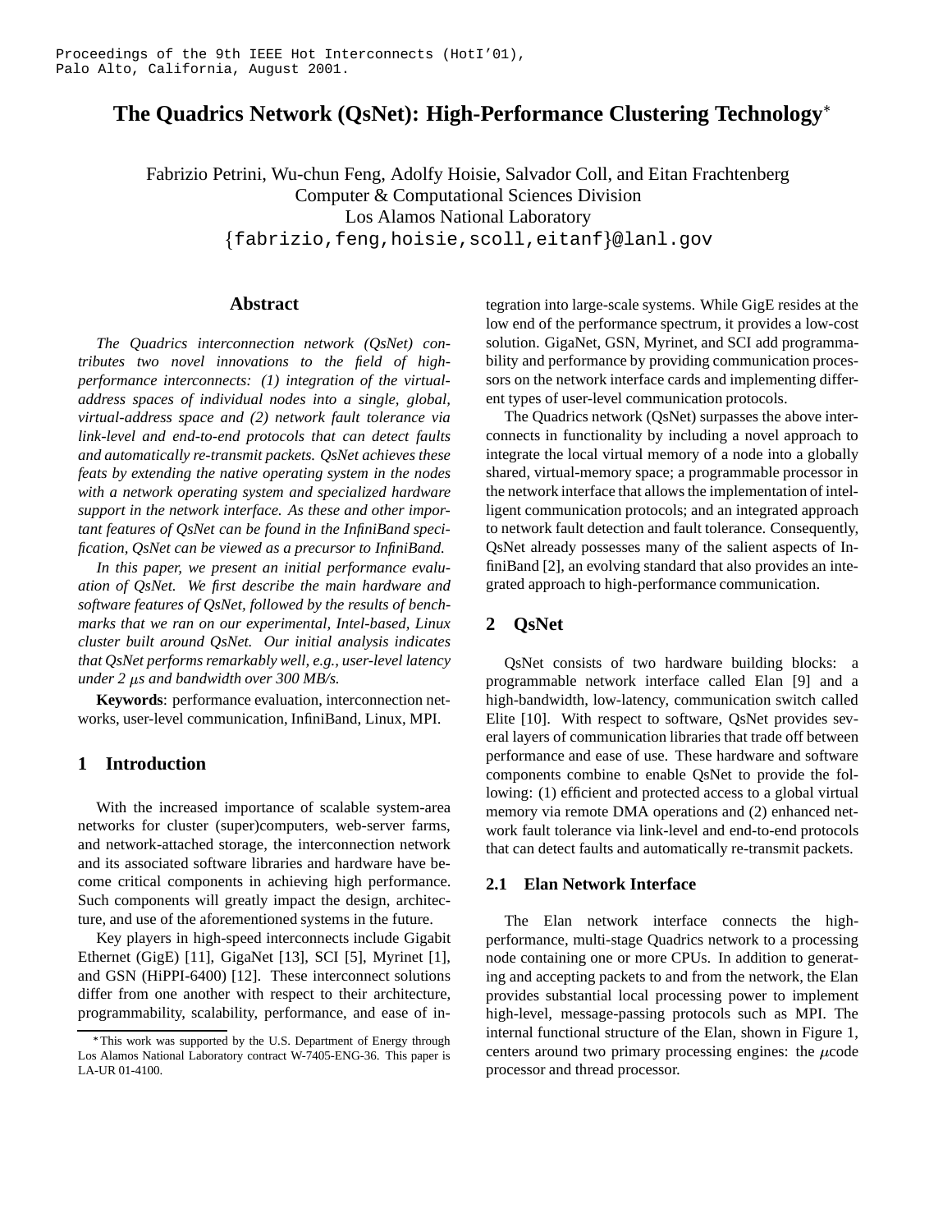Proceedings of the 9th IEEE Hot Interconnects (HotI'01), Palo Alto, California, August 2001.

# The Quadrics Network (QsNet): High-Performance Clustering Technology*

Fabrizio Petrini, Wu-chun Feng, Adolfy Hoisie, Salvador Coll, and Eitan Frachtenberg
Computer & Computational Sciences Division
Los Alamos National Laboratory
{fabrizio,feng,hoisie,scoll,eitanf}@lanl.gov

## Abstract

*The Quadrics interconnection network (QsNet) contributes two novel innovations to the field of high-performance interconnects: (1) integration of the virtual-address spaces of individual nodes into a single, global, virtual-address space and (2) network fault tolerance via link-level and end-to-end protocols that can detect faults and automatically re-transmit packets. QsNet achieves these feats by extending the native operating system in the nodes with a network operating system and specialized hardware support in the network interface. As these and other important features of QsNet can be found in the InfiniBand specification, QsNet can be viewed as a precursor to InfiniBand.*

*In this paper, we present an initial performance evaluation of QsNet. We first describe the main hardware and software features of QsNet, followed by the results of benchmarks that we ran on our experimental, Intel-based, Linux cluster built around QsNet. Our initial analysis indicates that QsNet performs remarkably well, e.g., user-level latency under 2 $\mu$s and bandwidth over 300 MB/s.*

**Keywords**: performance evaluation, interconnection networks, user-level communication, InfiniBand, Linux, MPI.

## 1 Introduction

With the increased importance of scalable system-area networks for cluster (super)computers, web-server farms, and network-attached storage, the interconnection network and its associated software libraries and hardware have become critical components in achieving high performance. Such components will greatly impact the design, architecture, and use of the aforementioned systems in the future.

Key players in high-speed interconnects include Gigabit Ethernet (GigE) [11], GigaNet [13], SCI [5], Myrinet [1], and GSN (HiPPI-6400) [12]. These interconnect solutions differ from one another with respect to their architecture, programmability, scalability, performance, and ease of integration into large-scale systems. While GigE resides at the low end of the performance spectrum, it provides a low-cost solution. GigaNet, GSN, Myrinet, and SCI add programmability and performance by providing communication processors on the network interface cards and implementing different types of user-level communication protocols.

The Quadrics network (QsNet) surpasses the above interconnects in functionality by including a novel approach to integrate the local virtual memory of a node into a globally shared, virtual-memory space; a programmable processor in the network interface that allows the implementation of intelligent communication protocols; and an integrated approach to network fault detection and fault tolerance. Consequently, QsNet already possesses many of the salient aspects of InfiniBand [2], an evolving standard that also provides an integrated approach to high-performance communication.

## 2 QsNet

QsNet consists of two hardware building blocks: a programmable network interface called Elan [9] and a high-bandwidth, low-latency, communication switch called Elite [10]. With respect to software, QsNet provides several layers of communication libraries that trade off between performance and ease of use. These hardware and software components combine to enable QsNet to provide the following: (1) efficient and protected access to a global virtual memory via remote DMA operations and (2) enhanced network fault tolerance via link-level and end-to-end protocols that can detect faults and automatically re-transmit packets.

### 2.1 Elan Network Interface

The Elan network interface connects the high-performance, multi-stage Quadrics network to a processing node containing one or more CPUs. In addition to generating and accepting packets to and from the network, the Elan provides substantial local processing power to implement high-level, message-passing protocols such as MPI. The internal functional structure of the Elan, shown in Figure 1, centers around two primary processing engines: the $\mu$code processor and thread processor.

*This work was supported by the U.S. Department of Energy through Los Alamos National Laboratory contract W-7405-ENG-36. This paper is LA-UR 01-4100.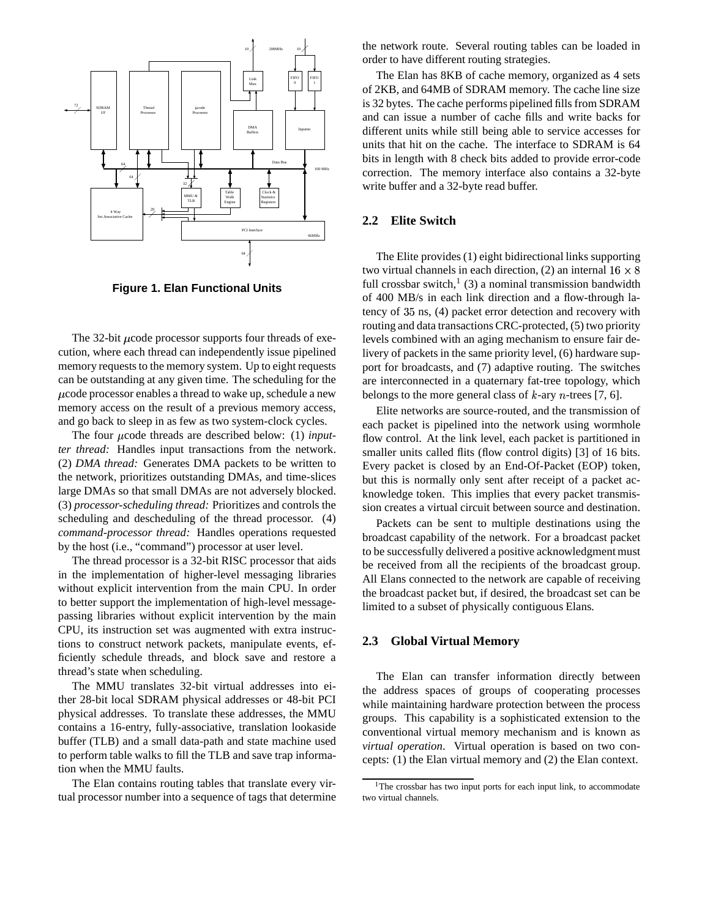Figure 1. Elan Functional Units

The 32-bit $\mu$code processor supports four threads of execution, where each thread can independently issue pipelined memory requests to the memory system. Up to eight requests can be outstanding at any given time. The scheduling for the $\mu$code processor enables a thread to wake up, schedule a new memory access on the result of a previous memory access, and go back to sleep in as few as two system-clock cycles.

The four $\mu$code threads are described below: (1) *inputter thread:* Handles input transactions from the network. (2) *DMA thread:* Generates DMA packets to be written to the network, prioritizes outstanding DMAs, and time-slices large DMAs so that small DMAs are not adversely blocked. (3) *processor-scheduling thread:* Prioritizes and controls the scheduling and descheduling of the thread processor. (4) *command-processor thread:* Handles operations requested by the host (i.e., "command") processor at user level.

The thread processor is a 32-bit RISC processor that aids in the implementation of higher-level messaging libraries without explicit intervention from the main CPU. In order to better support the implementation of high-level message-passing libraries without explicit intervention by the main CPU, its instruction set was augmented with extra instructions to construct network packets, manipulate events, efficiently schedule threads, and block save and restore a thread's state when scheduling.

The MMU translates 32-bit virtual addresses into either 28-bit local SDRAM physical addresses or 48-bit PCI physical addresses. To translate these addresses, the MMU contains a 16-entry, fully-associative, translation lookaside buffer (TLB) and a small data-path and state machine used to perform table walks to fill the TLB and save trap information when the MMU faults.

The Elan contains routing tables that translate every virtual processor number into a sequence of tags that determine the network route. Several routing tables can be loaded in order to have different routing strategies.

The Elan has 8KB of cache memory, organized as 4 sets of 2KB, and 64MB of SDRAM memory. The cache line size is 32 bytes. The cache performs pipelined fills from SDRAM and can issue a number of cache fills and write backs for different units while still being able to service accesses for units that hit on the cache. The interface to SDRAM is 64 bits in length with 8 check bits added to provide error-code correction. The memory interface also contains a 32-byte write buffer and a 32-byte read buffer.

## 2.2 Elite Switch

The Elite provides (1) eight bidirectional links supporting two virtual channels in each direction, (2) an internal $16 \times 8$ full crossbar switch,[1] (3) a nominal transmission bandwidth of 400 MB/s in each link direction and a flow-through latency of 35 ns, (4) packet error detection and recovery with routing and data transactions CRC-protected, (5) two priority levels combined with an aging mechanism to ensure fair delivery of packets in the same priority level, (6) hardware support for broadcasts, and (7) adaptive routing. The switches are interconnected in a quaternary fat-tree topology, which belongs to the more general class of $k$-ary $n$-trees [7, 6].

Elite networks are source-routed, and the transmission of each packet is pipelined into the network using wormhole flow control. At the link level, each packet is partitioned in smaller units called flits (flow control digits) [3] of 16 bits. Every packet is closed by an End-Of-Packet (EOP) token, but this is normally only sent after receipt of a packet acknowledge token. This implies that every packet transmission creates a virtual circuit between source and destination.

Packets can be sent to multiple destinations using the broadcast capability of the network. For a broadcast packet to be successfully delivered a positive acknowledgment must be received from all the recipients of the broadcast group. All Elans connected to the network are capable of receiving the broadcast packet but, if desired, the broadcast set can be limited to a subset of physically contiguous Elans.

## 2.3 Global Virtual Memory

The Elan can transfer information directly between the address spaces of groups of cooperating processes while maintaining hardware protection between the process groups. This capability is a sophisticated extension to the conventional virtual memory mechanism and is known as *virtual operation*. Virtual operation is based on two concepts: (1) the Elan virtual memory and (2) the Elan context.

[1] The crossbar has two input ports for each input link, to accommodate two virtual channels.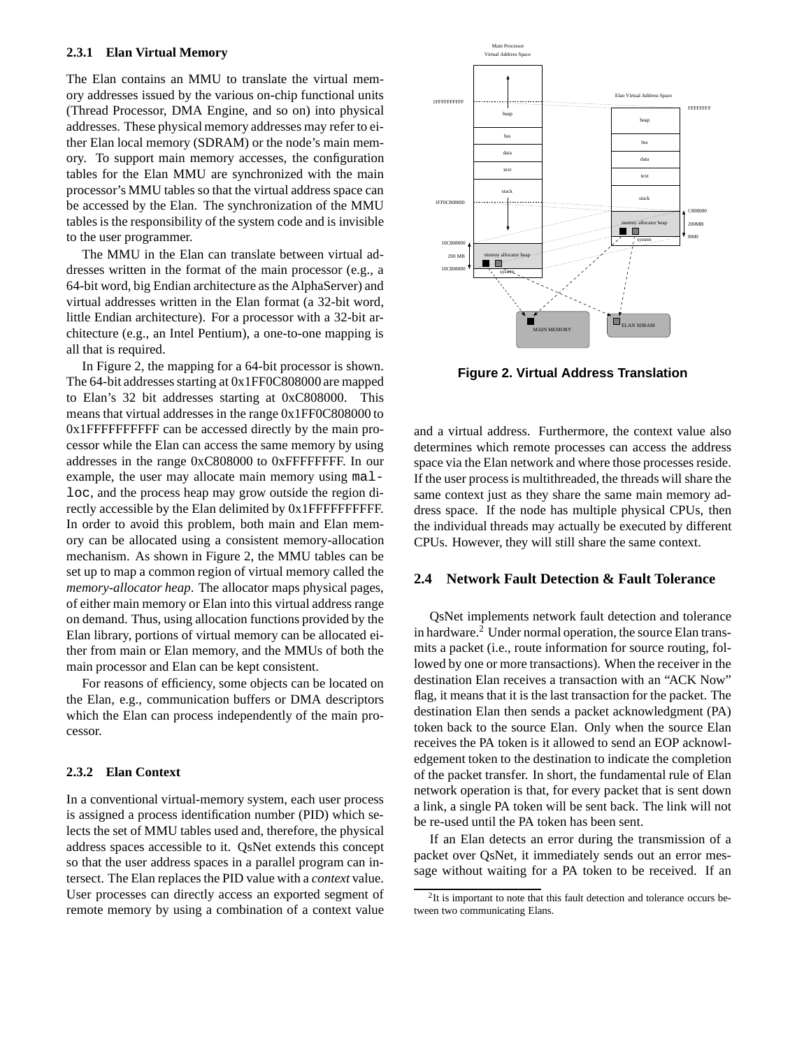#### 2.3.1 Elan Virtual Memory

The Elan contains an MMU to translate the virtual memory addresses issued by the various on-chip functional units (Thread Processor, DMA Engine, and so on) into physical addresses. These physical memory addresses may refer to either Elan local memory (SDRAM) or the node's main memory. To support main memory accesses, the configuration tables for the Elan MMU are synchronized with the main processor's MMU tables so that the virtual address space can be accessed by the Elan. The synchronization of the MMU tables is the responsibility of the system code and is invisible to the user programmer.

The MMU in the Elan can translate between virtual addresses written in the format of the main processor (e.g., a 64-bit word, big Endian architecture as the AlphaServer) and virtual addresses written in the Elan format (a 32-bit word, little Endian architecture). For a processor with a 32-bit architecture (e.g., an Intel Pentium), a one-to-one mapping is all that is required.

In Figure 2, the mapping for a 64-bit processor is shown. The 64-bit addresses starting at 0x1FF0C808000 are mapped to Elan's 32 bit addresses starting at 0xC808000. This means that virtual addresses in the range 0x1FF0C808000 to 0x1FFFFFFFFFF can be accessed directly by the main processor while the Elan can access the same memory by using addresses in the range 0xC808000 to 0xFFFFFFFF. In our example, the user may allocate main memory using `malloc`, and the process heap may grow outside the region directly accessible by the Elan delimited by 0x1FFFFFFFFFF. In order to avoid this problem, both main and Elan memory can be allocated using a consistent memory-allocation mechanism. As shown in Figure 2, the MMU tables can be set up to map a common region of virtual memory called the *memory-allocator heap*. The allocator maps physical pages, of either main memory or Elan into this virtual address range on demand. Thus, using allocation functions provided by the Elan library, portions of virtual memory can be allocated either from main or Elan memory, and the MMUs of both the main processor and Elan can be kept consistent.

For reasons of efficiency, some objects can be located on the Elan, e.g., communication buffers or DMA descriptors which the Elan can process independently of the main processor.

#### 2.3.2 Elan Context

In a conventional virtual-memory system, each user process is assigned a process identification number (PID) which selects the set of MMU tables used and, therefore, the physical address spaces accessible to it. QsNet extends this concept so that the user address spaces in a parallel program can intersect. The Elan replaces the PID value with a *context* value. User processes can directly access an exported segment of remote memory by using a combination of a context value and a virtual address. Furthermore, the context value also determines which remote processes can access the address space via the Elan network and where those processes reside. If the user process is multithreaded, the threads will share the same context just as they share the same main memory address space. If the node has multiple physical CPUs, then the individual threads may actually be executed by different CPUs. However, they will still share the same context.

**Figure 2. Virtual Address Translation**

### 2.4 Network Fault Detection & Fault Tolerance

QsNet implements network fault detection and tolerance in hardware.[2] Under normal operation, the source Elan transmits a packet (i.e., route information for source routing, followed by one or more transactions). When the receiver in the destination Elan receives a transaction with an "ACK Now" flag, it means that it is the last transaction for the packet. The destination Elan then sends a packet acknowledgment (PA) token back to the source Elan. Only when the source Elan receives the PA token is it allowed to send an EOP acknowledgement token to the destination to indicate the completion of the packet transfer. In short, the fundamental rule of Elan network operation is that, for every packet that is sent down a link, a single PA token will be sent back. The link will not be re-used until the PA token has been sent.

If an Elan detects an error during the transmission of a packet over QsNet, it immediately sends out an error message without waiting for a PA token to be received. If an

[2]It is important to note that this fault detection and tolerance occurs between two communicating Elans.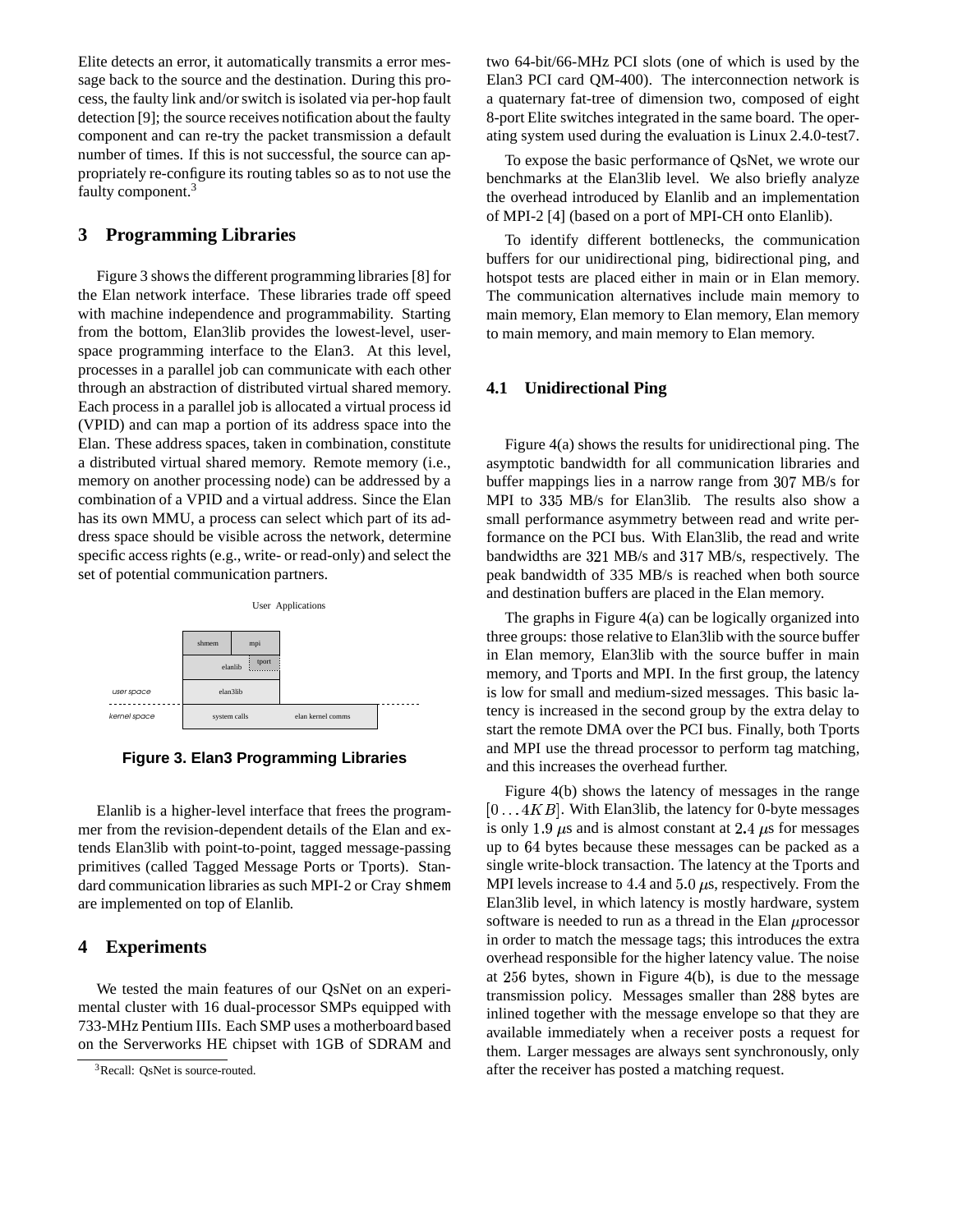Elite detects an error, it automatically transmits a error message back to the source and the destination. During this process, the faulty link and/or switch is isolated via per-hop fault detection [9]; the source receives notification about the faulty component and can re-try the packet transmission a default number of times. If this is not successful, the source can appropriately re-configure its routing tables so as to not use the faulty component.[3]

## 3 Programming Libraries

Figure 3 shows the different programming libraries [8] for the Elan network interface. These libraries trade off speed with machine independence and programmability. Starting from the bottom, Elan3lib provides the lowest-level, user-space programming interface to the Elan3. At this level, processes in a parallel job can communicate with each other through an abstraction of distributed virtual shared memory. Each process in a parallel job is allocated a virtual process id (VPID) and can map a portion of its address space into the Elan. These address spaces, taken in combination, constitute a distributed virtual shared memory. Remote memory (i.e., memory on another processing node) can be addressed by a combination of a VPID and a virtual address. Since the Elan has its own MMU, a process can select which part of its address space should be visible across the network, determine specific access rights (e.g., write- or read-only) and select the set of potential communication partners.

User Applications

| shmem | mpi | |
|---|---|---|
| elanlib | tport | |
| elan3lib | | |
| system calls | | elan kernel comms |

*user space* / *kernel space*

**Figure 3. Elan3 Programming Libraries**

Elanlib is a higher-level interface that frees the programmer from the revision-dependent details of the Elan and extends Elan3lib with point-to-point, tagged message-passing primitives (called Tagged Message Ports or Tports). Standard communication libraries as such MPI-2 or Cray `shmem` are implemented on top of Elanlib.

## 4 Experiments

We tested the main features of our QsNet on an experimental cluster with 16 dual-processor SMPs equipped with 733-MHz Pentium IIIs. Each SMP uses a motherboard based on the Serverworks HE chipset with 1GB of SDRAM and two 64-bit/66-MHz PCI slots (one of which is used by the Elan3 PCI card QM-400). The interconnection network is a quaternary fat-tree of dimension two, composed of eight 8-port Elite switches integrated in the same board. The operating system used during the evaluation is Linux 2.4.0-test7.

To expose the basic performance of QsNet, we wrote our benchmarks at the Elan3lib level. We also briefly analyze the overhead introduced by Elanlib and an implementation of MPI-2 [4] (based on a port of MPI-CH onto Elanlib).

To identify different bottlenecks, the communication buffers for our unidirectional ping, bidirectional ping, and hotspot tests are placed either in main or in Elan memory. The communication alternatives include main memory to main memory, Elan memory to Elan memory, Elan memory to main memory, and main memory to Elan memory.

### 4.1 Unidirectional Ping

Figure 4(a) shows the results for unidirectional ping. The asymptotic bandwidth for all communication libraries and buffer mappings lies in a narrow range from $307$ MB/s for MPI to $335$ MB/s for Elan3lib. The results also show a small performance asymmetry between read and write performance on the PCI bus. With Elan3lib, the read and write bandwidths are $321$ MB/s and $317$ MB/s, respectively. The peak bandwidth of 335 MB/s is reached when both source and destination buffers are placed in the Elan memory.

The graphs in Figure 4(a) can be logically organized into three groups: those relative to Elan3lib with the source buffer in Elan memory, Elan3lib with the source buffer in main memory, and Tports and MPI. In the first group, the latency is low for small and medium-sized messages. This basic latency is increased in the second group by the extra delay to start the remote DMA over the PCI bus. Finally, both Tports and MPI use the thread processor to perform tag matching, and this increases the overhead further.

Figure 4(b) shows the latency of messages in the range $[0 \ldots 4KB]$. With Elan3lib, the latency for 0-byte messages is only $1.9$ $\mu$s and is almost constant at $2.4$ $\mu$s for messages up to $64$ bytes because these messages can be packed as a single write-block transaction. The latency at the Tports and MPI levels increase to $4.4$ and $5.0$ $\mu$s, respectively. From the Elan3lib level, in which latency is mostly hardware, system software is needed to run as a thread in the Elan $\mu$processor in order to match the message tags; this introduces the extra overhead responsible for the higher latency value. The noise at $256$ bytes, shown in Figure 4(b), is due to the message transmission policy. Messages smaller than $288$ bytes are inlined together with the message envelope so that they are available immediately when a receiver posts a request for them. Larger messages are always sent synchronously, only after the receiver has posted a matching request.

[3] Recall: QsNet is source-routed.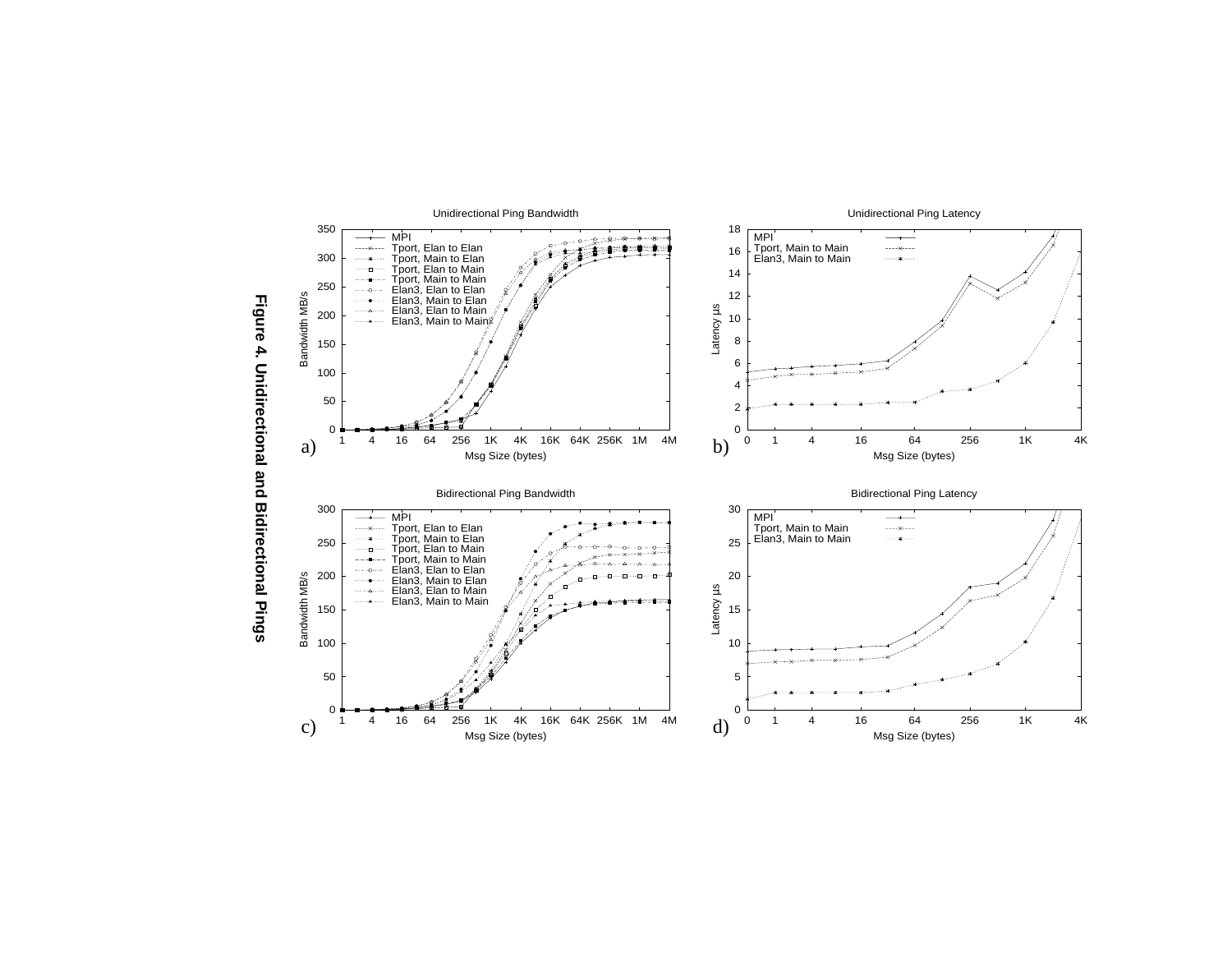**Figure 4. Unidirectional and Bidirectional Pings**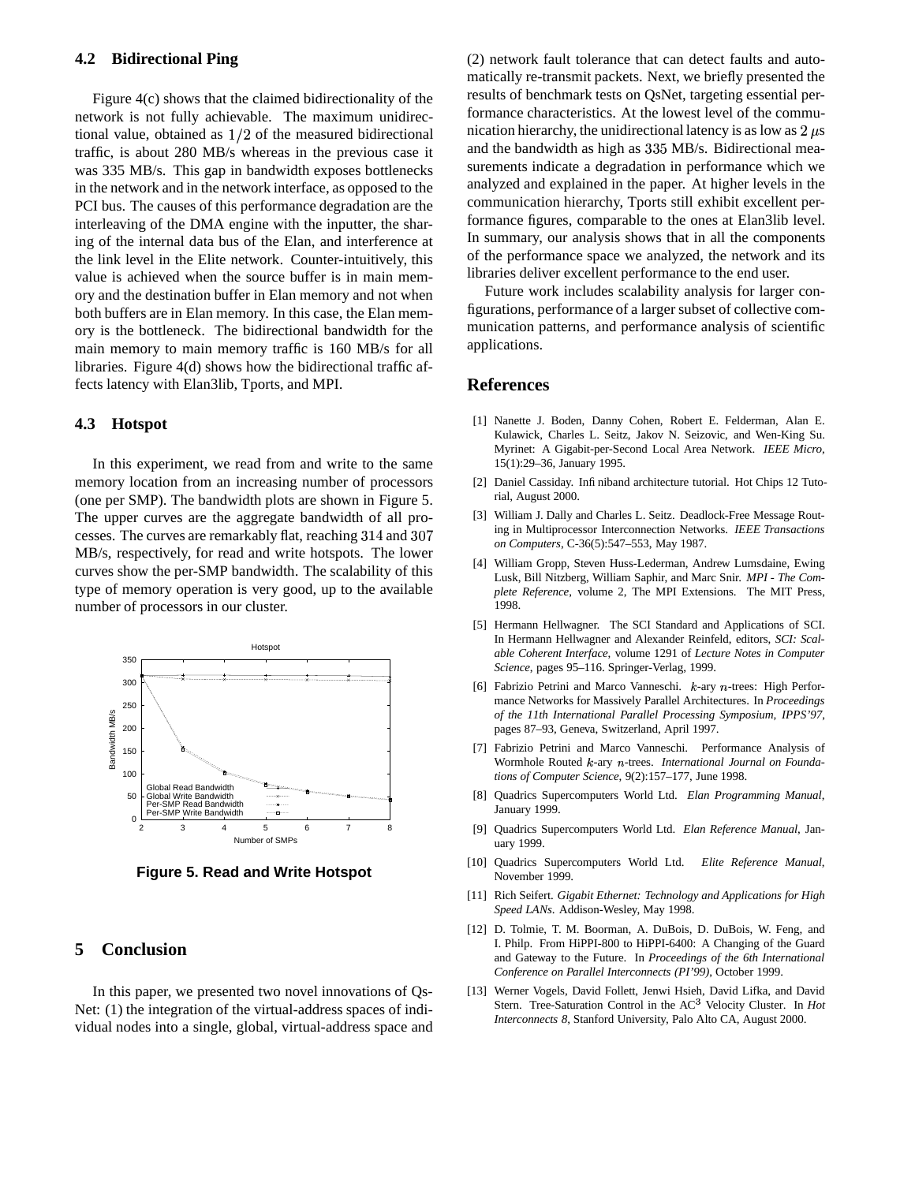### 4.2 Bidirectional Ping

Figure 4(c) shows that the claimed bidirectionality of the network is not fully achievable. The maximum unidirectional value, obtained as $1/2$ of the measured bidirectional traffic, is about 280 MB/s whereas in the previous case it was 335 MB/s. This gap in bandwidth exposes bottlenecks in the network and in the network interface, as opposed to the PCI bus. The causes of this performance degradation are the interleaving of the DMA engine with the inputter, the sharing of the internal data bus of the Elan, and interference at the link level in the Elite network. Counter-intuitively, this value is achieved when the source buffer is in main memory and the destination buffer in Elan memory and not when both buffers are in Elan memory. In this case, the Elan memory is the bottleneck. The bidirectional bandwidth for the main memory to main memory traffic is 160 MB/s for all libraries. Figure 4(d) shows how the bidirectional traffic affects latency with Elan3lib, Tports, and MPI.

### 4.3 Hotspot

In this experiment, we read from and write to the same memory location from an increasing number of processors (one per SMP). The bandwidth plots are shown in Figure 5. The upper curves are the aggregate bandwidth of all processes. The curves are remarkably flat, reaching $314$ and $307$ MB/s, respectively, for read and write hotspots. The lower curves show the per-SMP bandwidth. The scalability of this type of memory operation is very good, up to the available number of processors in our cluster.

Hotspot
Bandwidth MB/s
350
300
250
200
150
100
50
0
2 3 4 5 6 7 8
Number of SMPs
Global Read Bandwidth
Global Write Bandwidth
Per-SMP Read Bandwidth
Per-SMP Write Bandwidth

**Figure 5. Read and Write Hotspot**

## 5 Conclusion

In this paper, we presented two novel innovations of QsNet: (1) the integration of the virtual-address spaces of individual nodes into a single, global, virtual-address space and (2) network fault tolerance that can detect faults and automatically re-transmit packets. Next, we briefly presented the results of benchmark tests on QsNet, targeting essential performance characteristics. At the lowest level of the communication hierarchy, the unidirectional latency is as low as $2\ \mu$s and the bandwidth as high as $335$ MB/s. Bidirectional measurements indicate a degradation in performance which we analyzed and explained in the paper. At higher levels in the communication hierarchy, Tports still exhibit excellent performance figures, comparable to the ones at Elan3lib level. In summary, our analysis shows that in all the components of the performance space we analyzed, the network and its libraries deliver excellent performance to the end user.

Future work includes scalability analysis for larger configurations, performance of a larger subset of collective communication patterns, and performance analysis of scientific applications.

## References

[1] Nanette J. Boden, Danny Cohen, Robert E. Felderman, Alan E. Kulawick, Charles L. Seitz, Jakov N. Seizovic, and Wen-King Su. Myrinet: A Gigabit-per-Second Local Area Network. *IEEE Micro*, 15(1):29–36, January 1995.

[2] Daniel Cassiday. Infiniband architecture tutorial. Hot Chips 12 Tutorial, August 2000.

[3] William J. Dally and Charles L. Seitz. Deadlock-Free Message Routing in Multiprocessor Interconnection Networks. *IEEE Transactions on Computers*, C-36(5):547–553, May 1987.

[4] William Gropp, Steven Huss-Lederman, Andrew Lumsdaine, Ewing Lusk, Bill Nitzberg, William Saphir, and Marc Snir. *MPI - The Complete Reference*, volume 2, The MPI Extensions. The MIT Press, 1998.

[5] Hermann Hellwagner. The SCI Standard and Applications of SCI. In Hermann Hellwagner and Alexander Reinfeld, editors, *SCI: Scalable Coherent Interface*, volume 1291 of *Lecture Notes in Computer Science*, pages 95–116. Springer-Verlag, 1999.

[6] Fabrizio Petrini and Marco Vanneschi. $k$-ary $n$-trees: High Performance Networks for Massively Parallel Architectures. In *Proceedings of the 11th International Parallel Processing Symposium, IPPS'97*, pages 87–93, Geneva, Switzerland, April 1997.

[7] Fabrizio Petrini and Marco Vanneschi. Performance Analysis of Wormhole Routed $k$-ary $n$-trees. *International Journal on Foundations of Computer Science*, 9(2):157–177, June 1998.

[8] Quadrics Supercomputers World Ltd. *Elan Programming Manual*, January 1999.

[9] Quadrics Supercomputers World Ltd. *Elan Reference Manual*, January 1999.

[10] Quadrics Supercomputers World Ltd. *Elite Reference Manual*, November 1999.

[11] Rich Seifert. *Gigabit Ethernet: Technology and Applications for High Speed LANs*. Addison-Wesley, May 1998.

[12] D. Tolmie, T. M. Boorman, A. DuBois, D. DuBois, W. Feng, and I. Philp. From HiPPI-800 to HiPPI-6400: A Changing of the Guard and Gateway to the Future. In *Proceedings of the 6th International Conference on Parallel Interconnects (PI'99)*, October 1999.

[13] Werner Vogels, David Follett, Jenwi Hsieh, David Lifka, and David Stern. Tree-Saturation Control in the AC$^3$ Velocity Cluster. In *Hot Interconnects 8*, Stanford University, Palo Alto CA, August 2000.